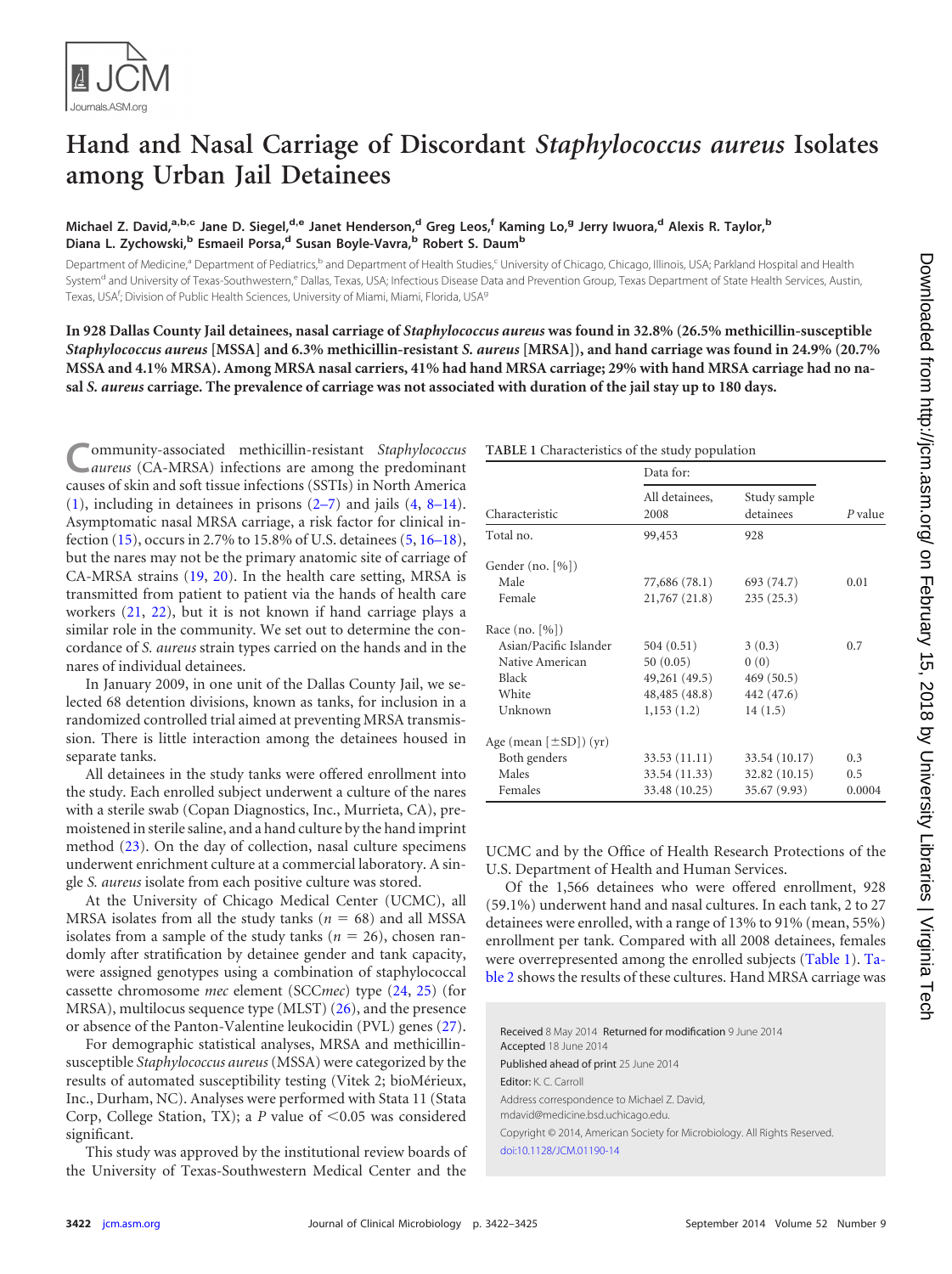# Hand and Nasal Carriage of Discordant *Staphylococcus aureus* Isolates among Urban Jail Detainees

**Michael Z. David,[a,b,c] Jane D. Siegel,[d,e] Janet Henderson,[d] Greg Leos,[f] Kaming Lo,[g] Jerry Iwuora,[d] Alexis R. Taylor,[b] Diana L. Zychowski,[b] Esmaeil Porsa,[d] Susan Boyle-Vavra,[b] Robert S. Daum[b]**

Department of Medicine,[a] Department of Pediatrics,[b] and Department of Health Studies,[c] University of Chicago, Chicago, Illinois, USA; Parkland Hospital and Health System[d] and University of Texas-Southwestern,[e] Dallas, Texas, USA; Infectious Disease Data and Prevention Group, Texas Department of State Health Services, Austin, Texas, USA[f]; Division of Public Health Sciences, University of Miami, Miami, Florida, USA[g]

**In 928 Dallas County Jail detainees, nasal carriage of *Staphylococcus aureus* was found in 32.8% (26.5% methicillin-susceptible *Staphylococcus aureus* [MSSA] and 6.3% methicillin-resistant *S. aureus* [MRSA]), and hand carriage was found in 24.9% (20.7% MSSA and 4.1% MRSA). Among MRSA nasal carriers, 41% had hand MRSA carriage; 29% with hand MRSA carriage had no nasal *S. aureus* carriage. The prevalence of carriage was not associated with duration of the jail stay up to 180 days.**

Community-associated methicillin-resistant *Staphylococcus aureus* (CA-MRSA) infections are among the predominant causes of skin and soft tissue infections (SSTIs) in North America (1), including in detainees in prisons (2–7) and jails (4, 8–14). Asymptomatic nasal MRSA carriage, a risk factor for clinical infection (15), occurs in 2.7% to 15.8% of U.S. detainees (5, 16–18), but the nares may not be the primary anatomic site of carriage of CA-MRSA strains (19, 20). In the health care setting, MRSA is transmitted from patient to patient via the hands of health care workers (21, 22), but it is not known if hand carriage plays a similar role in the community. We set out to determine the concordance of *S. aureus* strain types carried on the hands and in the nares of individual detainees.

In January 2009, in one unit of the Dallas County Jail, we selected 68 detention divisions, known as tanks, for inclusion in a randomized controlled trial aimed at preventing MRSA transmission. There is little interaction among the detainees housed in separate tanks.

All detainees in the study tanks were offered enrollment into the study. Each enrolled subject underwent a culture of the nares with a sterile swab (Copan Diagnostics, Inc., Murrieta, CA), premoistened in sterile saline, and a hand culture by the hand imprint method (23). On the day of collection, nasal culture specimens underwent enrichment culture at a commercial laboratory. A single *S. aureus* isolate from each positive culture was stored.

At the University of Chicago Medical Center (UCMC), all MRSA isolates from all the study tanks ($n = 68$) and all MSSA isolates from a sample of the study tanks ($n = 26$), chosen randomly after stratification by detainee gender and tank capacity, were assigned genotypes using a combination of staphylococcal cassette chromosome *mec* element (SCC*mec*) type (24, 25) (for MRSA), multilocus sequence type (MLST) (26), and the presence or absence of the Panton-Valentine leukocidin (PVL) genes (27).

For demographic statistical analyses, MRSA and methicillin-susceptible *Staphylococcus aureus* (MSSA) were categorized by the results of automated susceptibility testing (Vitek 2; bioMérieux, Inc., Durham, NC). Analyses were performed with Stata 11 (Stata Corp, College Station, TX); a $P$ value of $<0.05$ was considered significant.

This study was approved by the institutional review boards of the University of Texas-Southwestern Medical Center and the UCMC and by the Office of Human Research Protections of the U.S. Department of Health and Human Services.

Of the 1,566 detainees who were offered enrollment, 928 (59.1%) underwent hand and nasal cultures. In each tank, 2 to 27 detainees were enrolled, with a range of 13% to 91% (mean, 55%) enrollment per tank. Compared with all 2008 detainees, females were overrepresented among the enrolled subjects (Table 1). Table 2 shows the results of these cultures. Hand MRSA carriage was

**TABLE 1** Characteristics of the study population

| Characteristic | Data for: All detainees, 2008 | Data for: Study sample detainees | $P$ value |
|---|---|---|---|
| Total no. | 99,453 | 928 | |
| Gender (no. [%]) | | | |
| Male | 77,686 (78.1) | 693 (74.7) | 0.01 |
| Female | 21,767 (21.8) | 235 (25.3) | |
| Race (no. [%]) | | | |
| Asian/Pacific Islander | 504 (0.51) | 3 (0.3) | 0.7 |
| Native American | 50 (0.05) | 0 (0) | |
| Black | 49,261 (49.5) | 469 (50.5) | |
| White | 48,485 (48.8) | 442 (47.6) | |
| Unknown | 1,153 (1.2) | 14 (1.5) | |
| Age (mean [±SD]) (yr) | | | |
| Both genders | 33.53 (11.11) | 33.54 (10.17) | 0.3 |
| Males | 33.54 (11.33) | 32.82 (10.15) | 0.5 |
| Females | 33.48 (10.25) | 35.67 (9.93) | 0.0004 |

Received 8 May 2014 Returned for modification 9 June 2014 Accepted 18 June 2014

Published ahead of print 25 June 2014

Editor: K. C. Carroll

Address correspondence to Michael Z. David, mdavid@medicine.bsd.uchicago.edu.

Copyright © 2014, American Society for Microbiology. All Rights Reserved.

doi:10.1128/JCM.01190-14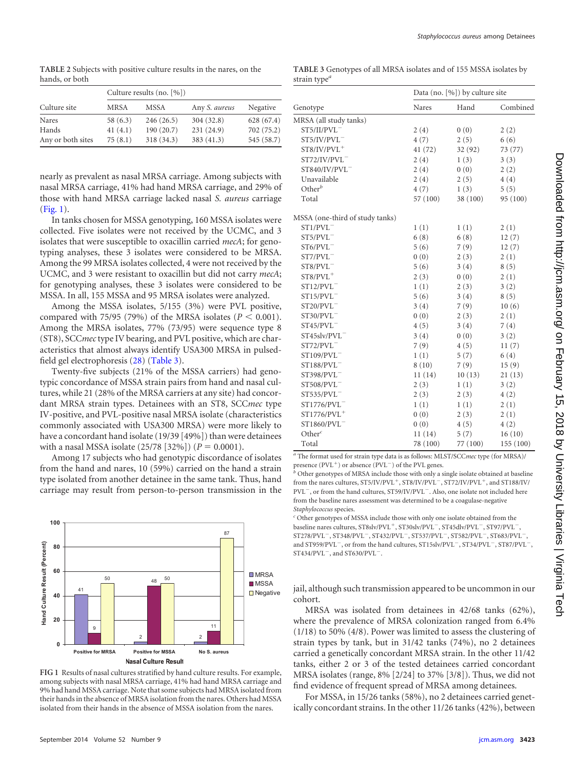**TABLE 2** Subjects with positive culture results in the nares, on the hands, or both

| Culture site | Culture results (no. [%]) | | | |
|---|---|---|---|---|
| | MRSA | MSSA | Any *S. aureus* | Negative |
| Nares | 58 (6.3) | 246 (26.5) | 304 (32.8) | 628 (67.4) |
| Hands | 41 (4.1) | 190 (20.7) | 231 (24.9) | 702 (75.2) |
| Any or both sites | 75 (8.1) | 318 (34.3) | 383 (41.3) | 545 (58.7) |

nearly as prevalent as nasal MRSA carriage. Among subjects with nasal MRSA carriage, 41% had hand MRSA carriage, and 29% of those with hand MRSA carriage lacked nasal *S. aureus* carriage (Fig. 1).

In tanks chosen for MSSA genotyping, 160 MSSA isolates were collected. Five isolates were not received by the UCMC, and 3 isolates that were susceptible to oxacillin carried *mecA*; for genotyping analyses, these 3 isolates were considered to be MRSA. Among the 99 MRSA isolates collected, 4 were not received by the UCMC, and 3 were resistant to oxacillin but did not carry *mecA*; for genotyping analyses, these 3 isolates were considered to be MSSA. In all, 155 MSSA and 95 MRSA isolates were analyzed.

Among the MSSA isolates, 5/155 (3%) were PVL positive, compared with 75/95 (79%) of the MRSA isolates ($P < 0.001$). Among the MRSA isolates, 77% (73/95) were sequence type 8 (ST8), SCC*mec* type IV bearing, and PVL positive, which are characteristics that almost always identify USA300 MRSA in pulsed-field gel electrophoresis (28) (Table 3).

Twenty-five subjects (21% of the MSSA carriers) had genotypic concordance of MSSA strain pairs from hand and nasal cultures, while 21 (28% of the MRSA carriers at any site) had concordant MRSA strain types. Detainees with an ST8, SCC*mec* type IV-positive, and PVL-positive nasal MRSA isolate (characteristics commonly associated with USA300 MRSA) were more likely to have a concordant hand isolate (19/39 [49%]) than were detainees with a nasal MSSA isolate (25/78 [32%]) ($P = 0.0001$).

Among 17 subjects who had genotypic discordance of isolates from the hand and nares, 10 (59%) carried on the hand a strain type isolated from another detainee in the same tank. Thus, hand carriage may result from person-to-person transmission in the jail, although such transmission appeared to be uncommon in our cohort.

MRSA was isolated from detainees in 42/68 tanks (62%), where the prevalence of MRSA colonization ranged from 6.4% (1/18) to 50% (4/8). Power was limited to assess the clustering of strain types by tank, but in 31/42 tanks (74%), no 2 detainees carried a genetically concordant MRSA strain. In the other 11/42 tanks, either 2 or 3 of the tested detainees carried concordant MRSA isolates (range, 8% [2/24] to 37% [3/8]). Thus, we did not find evidence of frequent spread of MRSA among detainees.

For MSSA, in 15/26 tanks (58%), no 2 detainees carried genetically concordant strains. In the other 11/26 tanks (42%), between

**FIG 1** Results of nasal cultures stratified by hand culture results. For example, among subjects with nasal MRSA carriage, 41% had hand MRSA carriage and 9% had hand MSSA carriage. Note that some subjects had MRSA isolated from their hands in the absence of MRSA isolation from the nares. Others had MSSA isolated from their hands in the absence of MSSA isolation from the nares.

**TABLE 3** Genotypes of all MRSA isolates and of 155 MSSA isolates by strain type[a]

| Genotype | Data (no. [%]) by culture site | | |
|---|---|---|---|
| | Nares | Hand | Combined |
| MRSA (all study tanks) | | | |
| ST5/II/PVL$^-$ | 2 (4) | 0 (0) | 2 (2) |
| ST5/IV/PVL$^-$ | 4 (7) | 2 (5) | 6 (6) |
| ST8/IV/PVL$^+$ | 41 (72) | 32 (92) | 73 (77) |
| ST72/IV/PVL$^-$ | 2 (4) | 1 (3) | 3 (3) |
| ST840/IV/PVL$^-$ | 2 (4) | 0 (0) | 2 (2) |
| Unavailable | 2 (4) | 2 (5) | 4 (4) |
| Other[b] | 4 (7) | 1 (3) | 5 (5) |
| Total | 57 (100) | 38 (100) | 95 (100) |
| MSSA (one-third of study tanks) | | | |
| ST1/PVL$^-$ | 1 (1) | 1 (1) | 2 (1) |
| ST5/PVL$^-$ | 6 (8) | 6 (8) | 12 (7) |
| ST6/PVL$^-$ | 5 (6) | 7 (9) | 12 (7) |
| ST7/PVL$^-$ | 0 (0) | 2 (3) | 2 (1) |
| ST8/PVL$^-$ | 5 (6) | 3 (4) | 8 (5) |
| ST8/PVL$^+$ | 2 (3) | 0 (0) | 2 (1) |
| ST12/PVL$^-$ | 1 (1) | 2 (3) | 3 (2) |
| ST15/PVL$^-$ | 5 (6) | 3 (4) | 8 (5) |
| ST20/PVL$^-$ | 3 (4) | 7 (9) | 10 (6) |
| ST30/PVL$^-$ | 0 (0) | 2 (3) | 2 (1) |
| ST45/PVL$^-$ | 4 (5) | 3 (4) | 7 (4) |
| ST45slv/PVL$^-$ | 3 (4) | 0 (0) | 3 (2) |
| ST72/PVL$^-$ | 7 (9) | 4 (5) | 11 (7) |
| ST109/PVL$^-$ | 1 (1) | 5 (7) | 6 (4) |
| ST188/PVL$^-$ | 8 (10) | 7 (9) | 15 (9) |
| ST398/PVL$^-$ | 11 (14) | 10 (13) | 21 (13) |
| ST508/PVL$^-$ | 2 (3) | 1 (1) | 3 (2) |
| ST535/PVL$^-$ | 2 (3) | 2 (3) | 4 (2) |
| ST1776/PVL$^-$ | 1 (1) | 1 (1) | 2 (1) |
| ST1776/PVL$^+$ | 0 (0) | 2 (3) | 2 (1) |
| ST1860/PVL$^-$ | 0 (0) | 4 (5) | 4 (2) |
| Other[c] | 11 (14) | 5 (7) | 16 (10) |
| Total | 78 (100) | 77 (100) | 155 (100) |

[a] The format used for strain type data is as follows: MLST/SCC*mec* type (for MRSA)/presence (PVL$^+$) or absence (PVL$^-$) of the PVL genes.

[b] Other genotypes of MRSA include those with only a single isolate obtained at baseline from the nares cultures, ST5/IV/PVL$^+$, ST8/IV/PVL$^-$, ST72/IV/PVL$^+$, and ST188/IV/PVL$^-$, or from the hand cultures, ST59/IV/PVL$^-$. Also, one isolate not included here from the baseline nares assessment was determined to be a coagulase-negative *Staphylococcus* species.

[c] Other genotypes of MSSA include those with only one isolate obtained from the baseline nares cultures, ST8slv/PVL$^+$, ST30slv/PVL$^-$, ST45dlv/PVL$^-$, ST97/PVL$^-$, ST278/PVL$^-$, ST348/PVL$^-$, ST432/PVL$^-$, ST537/PVL$^-$, ST582/PVL$^-$, ST683/PVL$^-$, and ST959/PVL$^-$, or from the hand cultures, ST15slv/PVL$^-$, ST34/PVL$^-$, ST87/PVL$^-$, ST434/PVL$^-$, and ST630/PVL$^-$.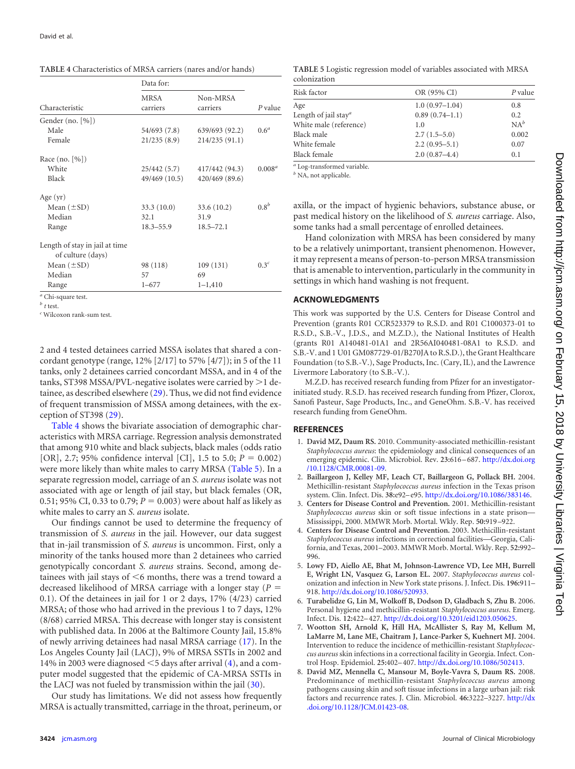**TABLE 4** Characteristics of MRSA carriers (nares and/or hands)

| Characteristic | Data for: MRSA carriers | Non-MRSA carriers | *P* value |
|---|---|---|---|
| Gender (no. [%]) | | | |
| Male | 54/693 (7.8) | 639/693 (92.2) | 0.6[a] |
| Female | 21/235 (8.9) | 214/235 (91.1) | |
| Race (no. [%]) | | | |
| White | 25/442 (5.7) | 417/442 (94.3) | 0.008[a] |
| Black | 49/469 (10.5) | 420/469 (89.6) | |
| Age (yr) | | | |
| Mean (±SD) | 33.3 (10.0) | 33.6 (10.2) | 0.8[b] |
| Median | 32.1 | 31.9 | |
| Range | 18.3–55.9 | 18.5–72.1 | |
| Length of stay in jail at time of culture (days) | | | |
| Mean (±SD) | 98 (118) | 109 (131) | 0.3[c] |
| Median | 57 | 69 | |
| Range | 1–677 | 1–1,410 | |

[a] Chi-square test.
[b] *t* test.
[c] Wilcoxon rank-sum test.

**TABLE 5** Logistic regression model of variables associated with MRSA colonization

| Risk factor | OR (95% CI) | *P* value |
|---|---|---|
| Age | 1.0 (0.97–1.04) | 0.8 |
| Length of jail stay[a] | 0.89 (0.74–1.1) | 0.2 |
| White male (reference) | 1.0 | NA[b] |
| Black male | 2.7 (1.5–5.0) | 0.002 |
| White female | 2.2 (0.95–5.1) | 0.07 |
| Black female | 2.0 (0.87–4.4) | 0.1 |

[a] Log-transformed variable.
[b] NA, not applicable.

2 and 4 tested detainees carried MSSA isolates that shared a concordant genotype (range, 12% [2/17] to 57% [4/7]); in 5 of the 11 tanks, only 2 detainees carried concordant MSSA, and in 4 of the tanks, ST398 MSSA/PVL-negative isolates were carried by >1 detainee, as described elsewhere (29). Thus, we did not find evidence of frequent transmission of MSSA among detainees, with the exception of ST398 (29).

Table 4 shows the bivariate association of demographic characteristics with MRSA carriage. Regression analysis demonstrated that among 910 white and black subjects, black males (odds ratio [OR], 2.7; 95% confidence interval [CI], 1.5 to 5.0; $P = 0.002$) were more likely than white males to carry MRSA (Table 5). In a separate regression model, carriage of an *S. aureus* isolate was not associated with age or length of jail stay, but black females (OR, 0.51; 95% CI, 0.33 to 0.79; $P = 0.003$) were about half as likely as white males to carry an *S. aureus* isolate.

Our findings cannot be used to determine the frequency of transmission of *S. aureus* in the jail. However, our data suggest that in-jail transmission of *S. aureus* is uncommon. First, only a minority of the tanks housed more than 2 detainees who carried genotypically concordant *S. aureus* strains. Second, among detainees with jail stays of <6 months, there was a trend toward a decreased likelihood of MRSA carriage with a longer stay ($P = 0.1$). Of the detainees in jail for 1 or 2 days, 17% (4/23) carried MRSA; of those who had arrived in the previous 1 to 7 days, 12% (8/68) carried MRSA. This decrease with longer stay is consistent with published data. In 2006 at the Baltimore County Jail, 15.8% of newly arriving detainees had nasal MRSA carriage (17). In the Los Angeles County Jail (LACJ), 9% of MRSA SSTIs in 2002 and 14% in 2003 were diagnosed <5 days after arrival (4), and a computer model suggested that the epidemic of CA-MRSA SSTIs in the LACJ was not fueled by transmission within the jail (30).

Our study has limitations. We did not assess how frequently MRSA is actually transmitted, carriage in the throat, perineum, or axilla, or the impact of hygienic behaviors, substance abuse, or past medical history on the likelihood of *S. aureus* carriage. Also, some tanks had a small percentage of enrolled detainees.

Hand colonization with MRSA has been considered by many to be a relatively unimportant, transient phenomenon. However, it may represent a means of person-to-person MRSA transmission that is amenable to intervention, particularly in the community in settings in which hand washing is not frequent.

## ACKNOWLEDGMENTS

This work was supported by the U.S. Centers for Disease Control and Prevention (grants R01 CCR523379 to R.S.D. and R01 C1000373-01 to R.S.D., S.B.-V., J.D.S., and M.Z.D.), the National Institutes of Health (grants R01 A140481-01A1 and 2R56AI040481-08A1 to R.S.D. and S.B.-V. and 1 U01 GM087729-01/B270JA to R.S.D.), the Grant Healthcare Foundation (to S.B.-V.), Sage Products, Inc. (Cary, IL), and the Lawrence Livermore Laboratory (to S.B.-V.).

M.Z.D. has received research funding from Pfizer for an investigator-initiated study. R.S.D. has received research funding from Pfizer, Clorox, Sanofi Pasteur, Sage Products, Inc., and GeneOhm. S.B.-V. has received research funding from GeneOhm.

## REFERENCES

1. **David MZ, Daum RS.** 2010. Community-associated methicillin-resistant *Staphylococcus aureus*: the epidemiology and clinical consequences of an emerging epidemic. Clin. Microbiol. Rev. **23:**616–687. http://dx.doi.org/10.1128/CMR.00081-09.
2. **Baillargeon J, Kelley MF, Leach CT, Baillargeon G, Pollack BH.** 2004. Methicillin-resistant *Staphylococcus aureus* infection in the Texas prison system. Clin. Infect. Dis. **38:**e92–e95. http://dx.doi.org/10.1086/383146.
3. **Centers for Disease Control and Prevention.** 2001. Methicillin-resistant *Staphylococcus aureus* skin or soft tissue infections in a state prison—Mississippi, 2000. MMWR Morb. Mortal. Wkly. Rep. **50:**919–922.
4. **Centers for Disease Control and Prevention.** 2003. Methicillin-resistant *Staphylococcus aureus* infections in correctional facilities—Georgia, California, and Texas, 2001–2003. MMWR Morb. Mortal. Wkly. Rep. **52:**992–996.
5. **Lowy FD, Aiello AE, Bhat M, Johnson-Lawrence VD, Lee MH, Burrell E, Wright LN, Vasquez G, Larson EL.** 2007. *Staphylococcus aureus* colonization and infection in New York state prisons. J. Infect. Dis. **196:**911–918. http://dx.doi.org/10.1086/520933.
6. **Turabelidze G, Lin M, Wolkoff B, Dodson D, Gladbach S, Zhu B.** 2006. Personal hygiene and methicillin-resistant *Staphylococcus aureus*. Emerg. Infect. Dis. **12:**422–427. http://dx.doi.org/10.3201/eid1203.050625.
7. **Wootton SH, Arnold K, Hill HA, McAllister S, Ray M, Kellum M, LaMarre M, Lane ME, Chaitram J, Lance-Parker S, Kuehnert MJ.** 2004. Intervention to reduce the incidence of methicillin-resistant *Staphylococcus aureus* skin infections in a correctional facility in Georgia. Infect. Control Hosp. Epidemiol. **25:**402–407. http://dx.doi.org/10.1086/502413.
8. **David MZ, Mennella C, Mansour M, Boyle-Vavra S, Daum RS.** 2008. Predominance of methicillin-resistant *Staphylococcus aureus* among pathogens causing skin and soft tissue infections in a large urban jail: risk factors and recurrence rates. J. Clin. Microbiol. **46:**3222–3227. http://dx.doi.org/10.1128/JCM.01423-08.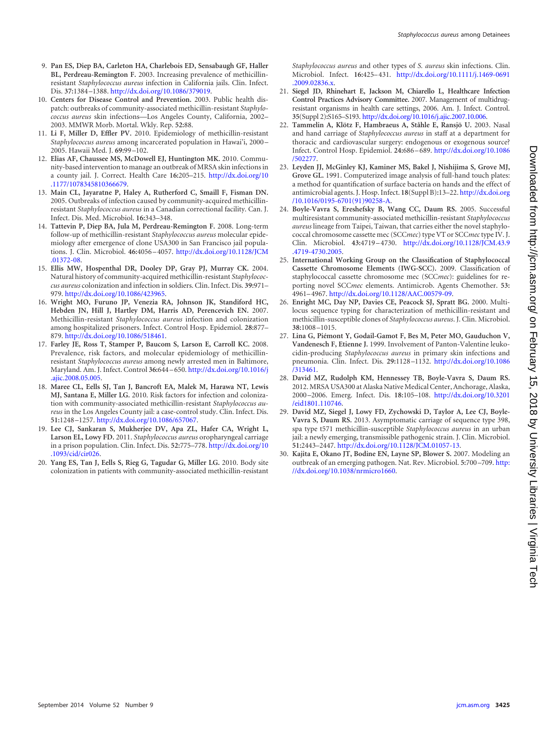9. **Pan ES, Diep BA, Carleton HA, Charlebois ED, Sensabaugh GF, Haller BL, Perdreau-Remington F.** 2003. Increasing prevalence of methicillin-resistant *Staphylococcus aureus* infection in California jails. Clin. Infect. Dis. **37:**1384–1388. http://dx.doi.org/10.1086/379019.
10. **Centers for Disease Control and Prevention.** 2003. Public health dispatch: outbreaks of community-associated methicillin-resistant *Staphylococcus aureus* skin infections—Los Angeles County, California, 2002–2003. MMWR Morb. Mortal. Wkly. Rep. **52:**88.
11. **Li F, Miller D, Effler PV.** 2010. Epidemiology of methicillin-resistant *Staphylococcus aureus* among incarcerated population in Hawai'i, 2000–2005. Hawaii Med. J. **69:**99–102.
12. **Elias AF, Chaussee MS, McDowell EJ, Huntington MK.** 2010. Community-based intervention to manage an outbreak of MRSA skin infections in a county jail. J. Correct. Health Care **16:**205–215. http://dx.doi.org/10.1177/1078345810366679.
13. **Main CL, Jayaratne P, Haley A, Rutherford C, Smaill F, Fisman DN.** 2005. Outbreaks of infection caused by community-acquired methicillin-resistant *Staphylococcus aureus* in a Canadian correctional facility. Can. J. Infect. Dis. Med. Microbiol. **16:**343–348.
14. **Tattevin P, Diep BA, Jula M, Perdreau-Remington F.** 2008. Long-term follow-up of methicillin-resistant *Staphylococcus aureus* molecular epidemiology after emergence of clone USA300 in San Francisco jail populations. J. Clin. Microbiol. **46:**4056–4057. http://dx.doi.org/10.1128/JCM.01372-08.
15. **Ellis MW, Hospenthal DR, Dooley DP, Gray PJ, Murray CK.** 2004. Natural history of community-acquired methicillin-resistant *Staphylococcus aureus* colonization and infection in soldiers. Clin. Infect. Dis. **39:**971–979. http://dx.doi.org/10.1086/423965.
16. **Wright MO, Furuno JP, Venezia RA, Johnson JK, Standiford HC, Hebden JN, Hill J, Hartley DM, Harris AD, Perencevich EN.** 2007. Methicillin-resistant *Staphylococcus aureus* infection and colonization among hospitalized prisoners. Infect. Control Hosp. Epidemiol. **28:**877–879. http://dx.doi.org/10.1086/518461.
17. **Farley JE, Ross T, Stamper P, Baucom S, Larson E, Carroll KC.** 2008. Prevalence, risk factors, and molecular epidemiology of methicillin-resistant *Staphylococcus aureus* among newly arrested men in Baltimore, Maryland. Am. J. Infect. Control **36:**644–650. http://dx.doi.org/10.1016/j.ajic.2008.05.005.
18. **Maree CL, Eells SJ, Tan J, Bancroft EA, Malek M, Harawa NT, Lewis MJ, Santana E, Miller LG.** 2010. Risk factors for infection and colonization with community-associated methicillin-resistant *Staphylococcus aureus* in the Los Angeles County jail: a case-control study. Clin. Infect. Dis. **51:**1248–1257. http://dx.doi.org/10.1086/657067.
19. **Lee CJ, Sankaran S, Mukherjee DV, Apa ZL, Hafer CA, Wright L, Larson EL, Lowy FD.** 2011. *Staphylococcus aureus* oropharyngeal carriage in a prison population. Clin. Infect. Dis. **52:**775–778. http://dx.doi.org/10.1093/cid/cir026.
20. **Yang ES, Tan J, Eells S, Rieg G, Tagudar G, Miller LG.** 2010. Body site colonization in patients with community-associated methicillin-resistant *Staphylococcus aureus* and other types of *S. aureus* skin infections. Clin. Microbiol. Infect. **16:**425–431. http://dx.doi.org/10.1111/j.1469-0691.2009.02836.x.
21. **Siegel JD, Rhinehart E, Jackson M, Chiarello L, Healthcare Infection Control Practices Advisory Committee.** 2007. Management of multidrug-resistant organisms in health care settings, 2006. Am. J. Infect. Control. **35**(Suppl 2)**:**S165–S193. http://dx.doi.org/10.1016/j.ajic.2007.10.006.
22. **Tammelin A, Klötz F, Hambraeus A, Ståhle E, Ransjö U.** 2003. Nasal and hand carriage of *Staphylococcus aureus* in staff at a department for thoracic and cardiovascular surgery: endogenous or exogenous source? Infect. Control Hosp. Epidemiol. **24:**686–689. http://dx.doi.org/10.1086/502277.
23. **Leyden JJ, McGinley KJ, Kaminer MS, Bakel J, Nishijima S, Grove MJ, Grove GL.** 1991. Computerized image analysis of full-hand touch plates: a method for quantification of surface bacteria on hands and the effect of antimicrobial agents. J. Hosp. Infect. **18**(Suppl B)**:**13–22. http://dx.doi.org/10.1016/0195-6701(91)90258-A.
24. **Boyle-Vavra S, Ereshefsky B, Wang CC, Daum RS.** 2005. Successful multiresistant community-associated methicillin-resistant *Staphylococcus aureus* lineage from Taipei, Taiwan, that carries either the novel staphylococcal chromosome cassette mec (SCC*mec*) type VT or SCC*mec* type IV. J. Clin. Microbiol. **43:**4719–4730. http://dx.doi.org/10.1128/JCM.43.9.4719-4730.2005.
25. **International Working Group on the Classification of Staphylococcal Cassette Chromosome Elements (IWG-SCC).** 2009. Classification of staphylococcal cassette chromosome mec (SCC*mec*): guidelines for reporting novel SCC*mec* elements. Antimicrob. Agents Chemother. **53:**4961–4967. http://dx.doi.org/10.1128/AAC.00579-09.
26. **Enright MC, Day NP, Davies CE, Peacock SJ, Spratt BG.** 2000. Multilocus sequence typing for characterization of methicillin-resistant and methicillin-susceptible clones of *Staphylococcus aureus*. J. Clin. Microbiol. **38:**1008–1015.
27. **Lina G, Piémont Y, Godail-Gamot F, Bes M, Peter MO, Gauduchon V, Vandenesch F, Etienne J.** 1999. Involvement of Panton-Valentine leukocidin-producing *Staphylococcus aureus* in primary skin infections and pneumonia. Clin. Infect. Dis. **29:**1128–1132. http://dx.doi.org/10.1086/313461.
28. **David MZ, Rudolph KM, Hennessey TB, Boyle-Vavra S, Daum RS.** 2012. MRSA USA300 at Alaska Native Medical Center, Anchorage, Alaska, 2000–2006. Emerg. Infect. Dis. **18:**105–108. http://dx.doi.org/10.3201/eid1801.110746.
29. **David MZ, Siegel J, Lowy FD, Zychowski D, Taylor A, Lee CJ, Boyle-Vavra S, Daum RS.** 2013. Asymptomatic carriage of sequence type 398, spa type t571 methicillin-susceptible *Staphylococcus aureus* in an urban jail: a newly emerging, transmissible pathogenic strain. J. Clin. Microbiol. **51:**2443–2447. http://dx.doi.org/10.1128/JCM.01057-13.
30. **Kajita E, Okano JT, Bodine EN, Layne SP, Blower S.** 2007. Modeling an outbreak of an emerging pathogen. Nat. Rev. Microbiol. **5:**700–709. http://dx.doi.org/10.1038/nrmicro1660.